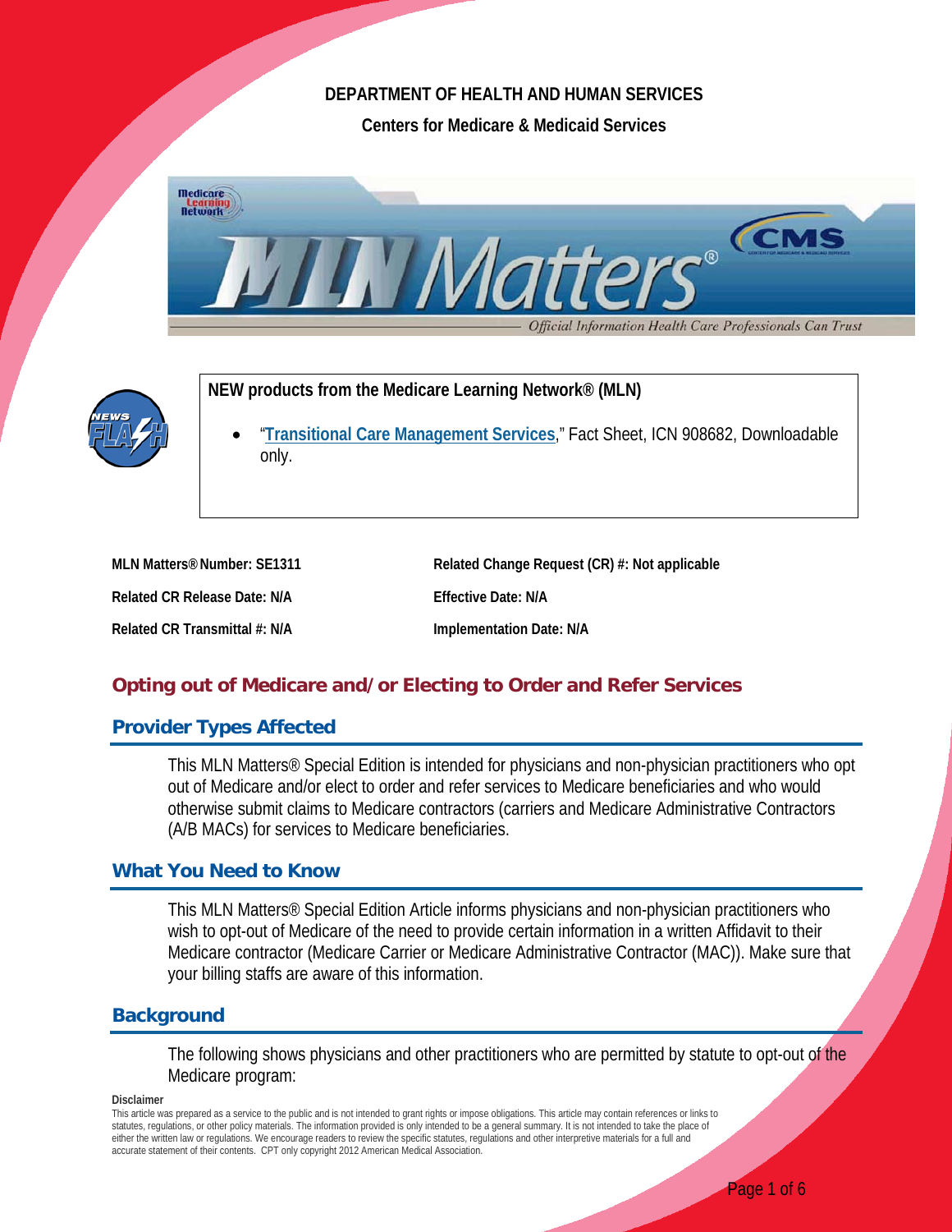**DEPARTMENT OF HEALTH AND HUMAN SERVICES**

**Centers for Medicare & Medicaid Services**

**NEW products from the Medicare Learning Network® (MLN)**

- "Transitional Care Management Services," Fact Sheet, ICN 908682, Downloadable only.

| | |
|---|---|
| **MLN Matters® Number: SE1311** | **Related Change Request (CR) #: Not applicable** |
| **Related CR Release Date: N/A** | **Effective Date: N/A** |
| **Related CR Transmittal #: N/A** | **Implementation Date: N/A** |

# Opting out of Medicare and/or Electing to Order and Refer Services

## Provider Types Affected

This MLN Matters® Special Edition is intended for physicians and non-physician practitioners who opt out of Medicare and/or elect to order and refer services to Medicare beneficiaries and who would otherwise submit claims to Medicare contractors (carriers and Medicare Administrative Contractors (A/B MACs) for services to Medicare beneficiaries.

## What You Need to Know

This MLN Matters® Special Edition Article informs physicians and non-physician practitioners who wish to opt-out of Medicare of the need to provide certain information in a written Affidavit to their Medicare contractor (Medicare Carrier or Medicare Administrative Contractor (MAC)). Make sure that your billing staffs are aware of this information.

## Background

The following shows physicians and other practitioners who are permitted by statute to opt-out of the Medicare program:

**Disclaimer**

This article was prepared as a service to the public and is not intended to grant rights or impose obligations. This article may contain references or links to statutes, regulations, or other policy materials. The information provided is only intended to be a general summary. It is not intended to take the place of either the written law or regulations. We encourage readers to review the specific statutes, regulations and other interpretive materials for a full and accurate statement of their contents. CPT only copyright 2012 American Medical Association.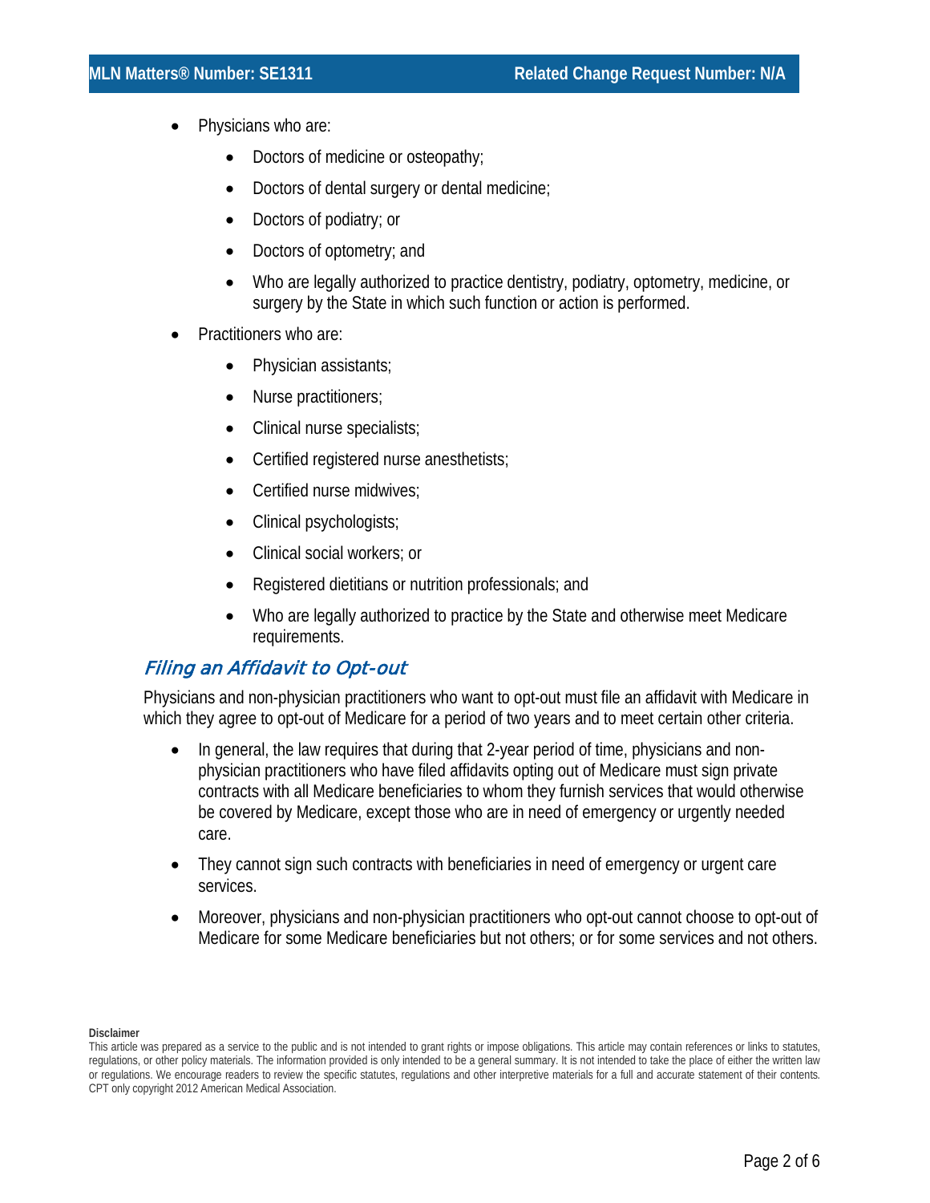- Physicians who are:
  - Doctors of medicine or osteopathy;
  - Doctors of dental surgery or dental medicine;
  - Doctors of podiatry; or
  - Doctors of optometry; and
  - Who are legally authorized to practice dentistry, podiatry, optometry, medicine, or surgery by the State in which such function or action is performed.
- Practitioners who are:
  - Physician assistants;
  - Nurse practitioners;
  - Clinical nurse specialists;
  - Certified registered nurse anesthetists;
  - Certified nurse midwives;
  - Clinical psychologists;
  - Clinical social workers; or
  - Registered dietitians or nutrition professionals; and
  - Who are legally authorized to practice by the State and otherwise meet Medicare requirements.

## *Filing an Affidavit to Opt-out*

Physicians and non-physician practitioners who want to opt-out must file an affidavit with Medicare in which they agree to opt-out of Medicare for a period of two years and to meet certain other criteria.

- In general, the law requires that during that 2-year period of time, physicians and non-physician practitioners who have filed affidavits opting out of Medicare must sign private contracts with all Medicare beneficiaries to whom they furnish services that would otherwise be covered by Medicare, except those who are in need of emergency or urgently needed care.
- They cannot sign such contracts with beneficiaries in need of emergency or urgent care services.
- Moreover, physicians and non-physician practitioners who opt-out cannot choose to opt-out of Medicare for some Medicare beneficiaries but not others; or for some services and not others.

**Disclaimer**
This article was prepared as a service to the public and is not intended to grant rights or impose obligations. This article may contain references or links to statutes, regulations, or other policy materials. The information provided is only intended to be a general summary. It is not intended to take the place of either the written law or regulations. We encourage readers to review the specific statutes, regulations and other interpretive materials for a full and accurate statement of their contents. CPT only copyright 2012 American Medical Association.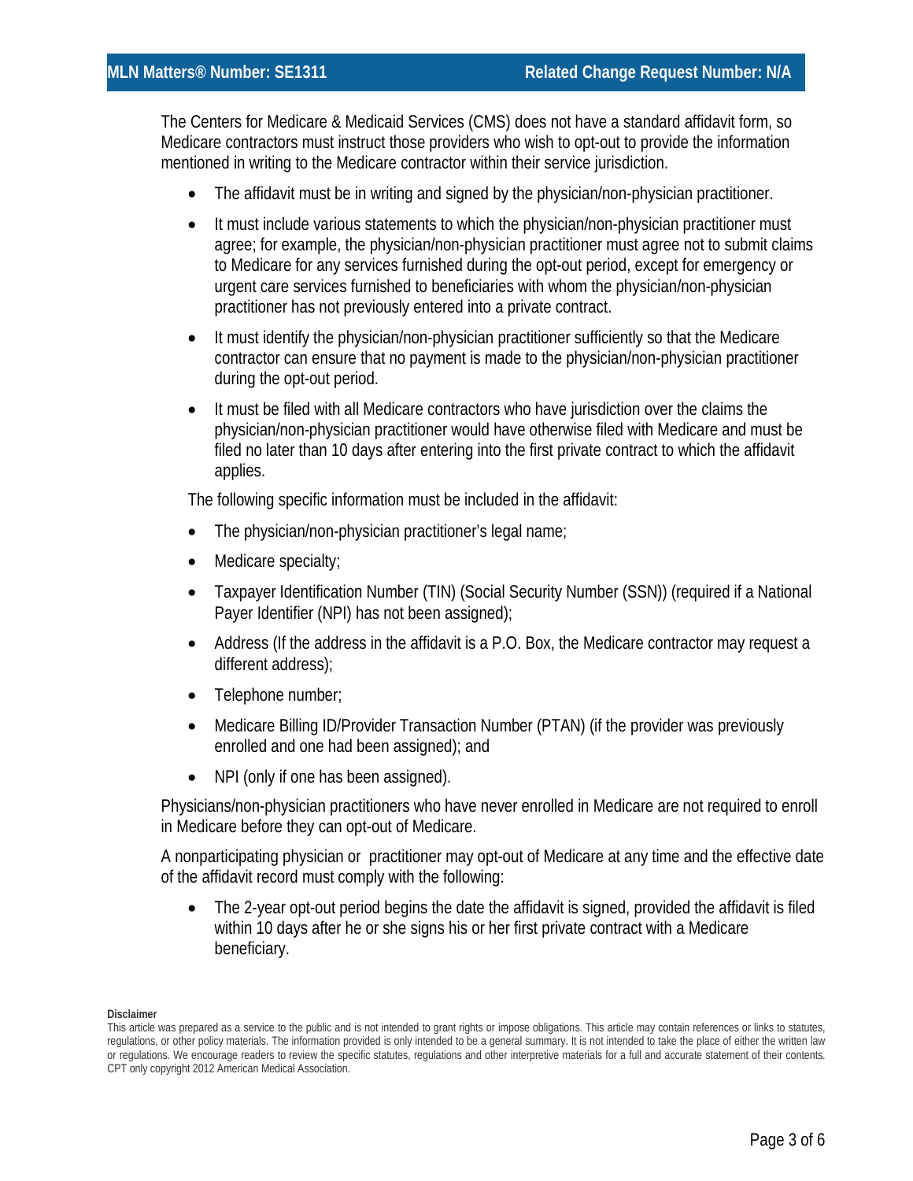The Centers for Medicare & Medicaid Services (CMS) does not have a standard affidavit form, so Medicare contractors must instruct those providers who wish to opt-out to provide the information mentioned in writing to the Medicare contractor within their service jurisdiction.

- The affidavit must be in writing and signed by the physician/non-physician practitioner.
- It must include various statements to which the physician/non-physician practitioner must agree; for example, the physician/non-physician practitioner must agree not to submit claims to Medicare for any services furnished during the opt-out period, except for emergency or urgent care services furnished to beneficiaries with whom the physician/non-physician practitioner has not previously entered into a private contract.
- It must identify the physician/non-physician practitioner sufficiently so that the Medicare contractor can ensure that no payment is made to the physician/non-physician practitioner during the opt-out period.
- It must be filed with all Medicare contractors who have jurisdiction over the claims the physician/non-physician practitioner would have otherwise filed with Medicare and must be filed no later than 10 days after entering into the first private contract to which the affidavit applies.

The following specific information must be included in the affidavit:

- The physician/non-physician practitioner's legal name;
- Medicare specialty;
- Taxpayer Identification Number (TIN) (Social Security Number (SSN)) (required if a National Payer Identifier (NPI) has not been assigned);
- Address (If the address in the affidavit is a P.O. Box, the Medicare contractor may request a different address);
- Telephone number;
- Medicare Billing ID/Provider Transaction Number (PTAN) (if the provider was previously enrolled and one had been assigned); and
- NPI (only if one has been assigned).

Physicians/non-physician practitioners who have never enrolled in Medicare are not required to enroll in Medicare before they can opt-out of Medicare.

A nonparticipating physician or practitioner may opt-out of Medicare at any time and the effective date of the affidavit record must comply with the following:

- The 2-year opt-out period begins the date the affidavit is signed, provided the affidavit is filed within 10 days after he or she signs his or her first private contract with a Medicare beneficiary.

**Disclaimer**

This article was prepared as a service to the public and is not intended to grant rights or impose obligations. This article may contain references or links to statutes, regulations, or other policy materials. The information provided is only intended to be a general summary. It is not intended to take the place of either the written law or regulations. We encourage readers to review the specific statutes, regulations and other interpretive materials for a full and accurate statement of their contents. CPT only copyright 2012 American Medical Association.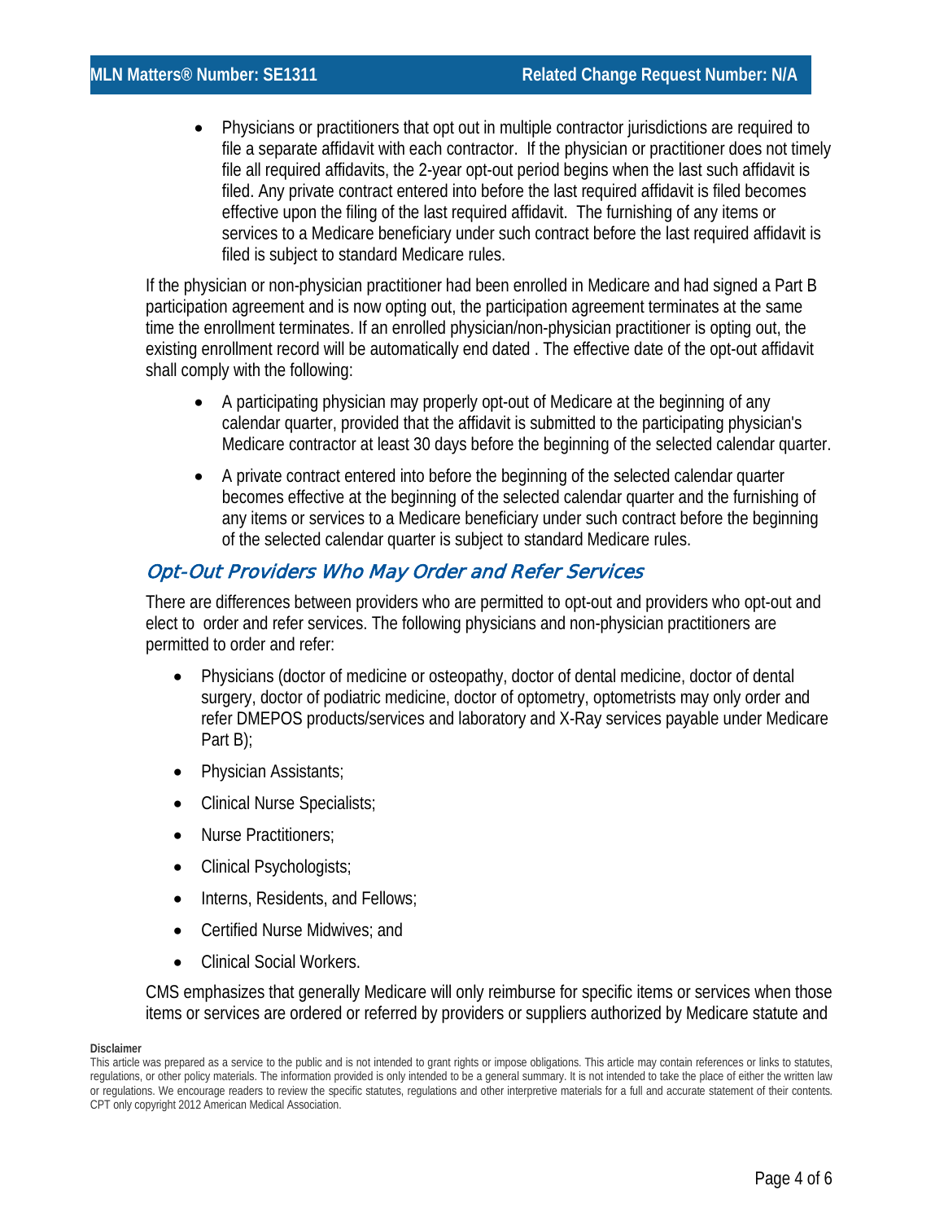- Physicians or practitioners that opt out in multiple contractor jurisdictions are required to file a separate affidavit with each contractor. If the physician or practitioner does not timely file all required affidavits, the 2-year opt-out period begins when the last such affidavit is filed. Any private contract entered into before the last required affidavit is filed becomes effective upon the filing of the last required affidavit. The furnishing of any items or services to a Medicare beneficiary under such contract before the last required affidavit is filed is subject to standard Medicare rules.

If the physician or non-physician practitioner had been enrolled in Medicare and had signed a Part B participation agreement and is now opting out, the participation agreement terminates at the same time the enrollment terminates. If an enrolled physician/non-physician practitioner is opting out, the existing enrollment record will be automatically end dated . The effective date of the opt-out affidavit shall comply with the following:

- A participating physician may properly opt-out of Medicare at the beginning of any calendar quarter, provided that the affidavit is submitted to the participating physician's Medicare contractor at least 30 days before the beginning of the selected calendar quarter.
- A private contract entered into before the beginning of the selected calendar quarter becomes effective at the beginning of the selected calendar quarter and the furnishing of any items or services to a Medicare beneficiary under such contract before the beginning of the selected calendar quarter is subject to standard Medicare rules.

## *Opt-Out Providers Who May Order and Refer Services*

There are differences between providers who are permitted to opt-out and providers who opt-out and elect to order and refer services. The following physicians and non-physician practitioners are permitted to order and refer:

- Physicians (doctor of medicine or osteopathy, doctor of dental medicine, doctor of dental surgery, doctor of podiatric medicine, doctor of optometry, optometrists may only order and refer DMEPOS products/services and laboratory and X-Ray services payable under Medicare Part B);
- Physician Assistants;
- Clinical Nurse Specialists;
- Nurse Practitioners;
- Clinical Psychologists;
- Interns, Residents, and Fellows;
- Certified Nurse Midwives; and
- Clinical Social Workers.

CMS emphasizes that generally Medicare will only reimburse for specific items or services when those items or services are ordered or referred by providers or suppliers authorized by Medicare statute and

**Disclaimer**

This article was prepared as a service to the public and is not intended to grant rights or impose obligations. This article may contain references or links to statutes, regulations, or other policy materials. The information provided is only intended to be a general summary. It is not intended to take the place of either the written law or regulations. We encourage readers to review the specific statutes, regulations and other interpretive materials for a full and accurate statement of their contents. CPT only copyright 2012 American Medical Association.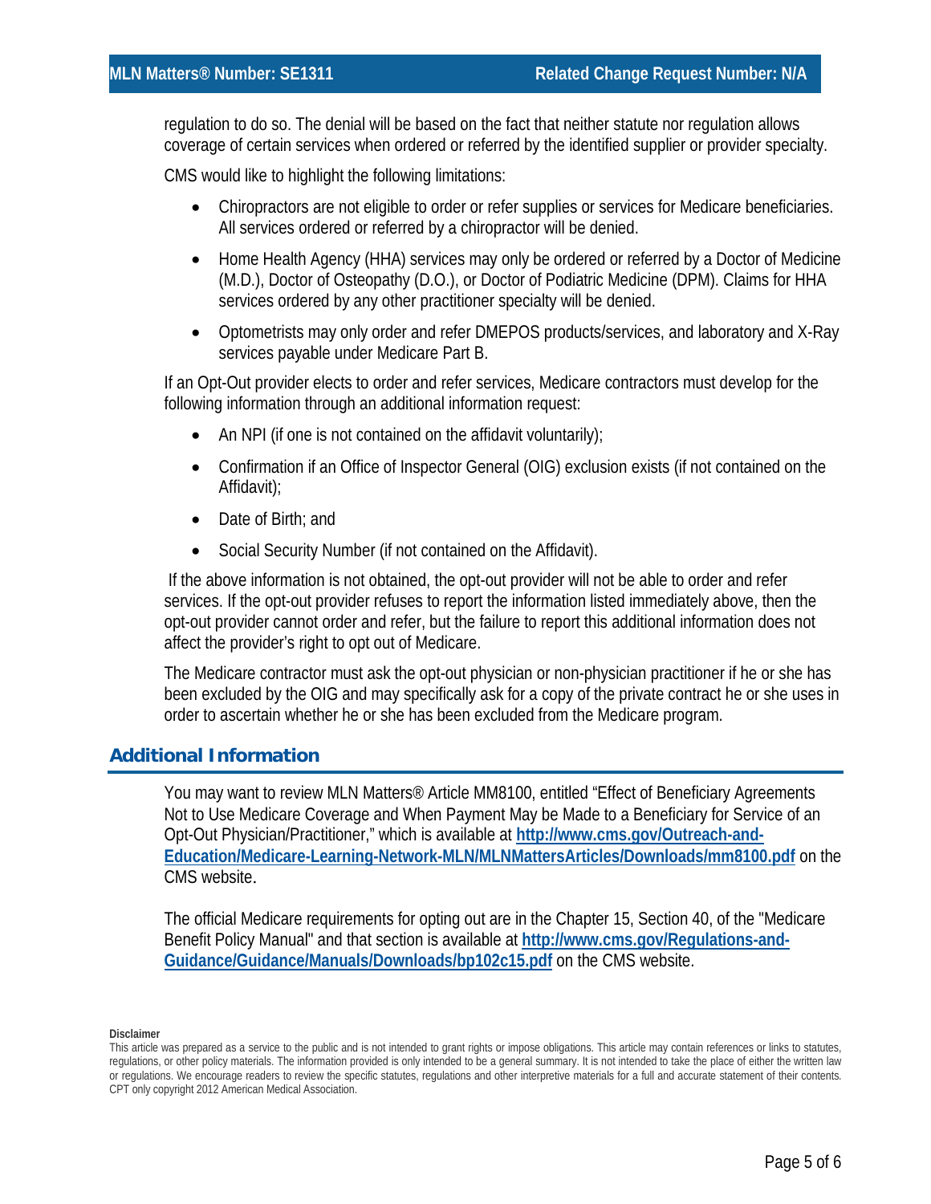regulation to do so. The denial will be based on the fact that neither statute nor regulation allows coverage of certain services when ordered or referred by the identified supplier or provider specialty.

CMS would like to highlight the following limitations:

- Chiropractors are not eligible to order or refer supplies or services for Medicare beneficiaries. All services ordered or referred by a chiropractor will be denied.
- Home Health Agency (HHA) services may only be ordered or referred by a Doctor of Medicine (M.D.), Doctor of Osteopathy (D.O.), or Doctor of Podiatric Medicine (DPM). Claims for HHA services ordered by any other practitioner specialty will be denied.
- Optometrists may only order and refer DMEPOS products/services, and laboratory and X-Ray services payable under Medicare Part B.

If an Opt-Out provider elects to order and refer services, Medicare contractors must develop for the following information through an additional information request:

- An NPI (if one is not contained on the affidavit voluntarily);
- Confirmation if an Office of Inspector General (OIG) exclusion exists (if not contained on the Affidavit);
- Date of Birth; and
- Social Security Number (if not contained on the Affidavit).

If the above information is not obtained, the opt-out provider will not be able to order and refer services. If the opt-out provider refuses to report the information listed immediately above, then the opt-out provider cannot order and refer, but the failure to report this additional information does not affect the provider's right to opt out of Medicare.

The Medicare contractor must ask the opt-out physician or non-physician practitioner if he or she has been excluded by the OIG and may specifically ask for a copy of the private contract he or she uses in order to ascertain whether he or she has been excluded from the Medicare program.

## Additional Information

You may want to review MLN Matters® Article MM8100, entitled "Effect of Beneficiary Agreements Not to Use Medicare Coverage and When Payment May be Made to a Beneficiary for Service of an Opt-Out Physician/Practitioner," which is available at **http://www.cms.gov/Outreach-and-Education/Medicare-Learning-Network-MLN/MLNMattersArticles/Downloads/mm8100.pdf** on the CMS website.

The official Medicare requirements for opting out are in the Chapter 15, Section 40, of the "Medicare Benefit Policy Manual" and that section is available at **http://www.cms.gov/Regulations-and-Guidance/Guidance/Manuals/Downloads/bp102c15.pdf** on the CMS website.

**Disclaimer**

This article was prepared as a service to the public and is not intended to grant rights or impose obligations. This article may contain references or links to statutes, regulations, or other policy materials. The information provided is only intended to be a general summary. It is not intended to take the place of either the written law or regulations. We encourage readers to review the specific statutes, regulations and other interpretive materials for a full and accurate statement of their contents. CPT only copyright 2012 American Medical Association.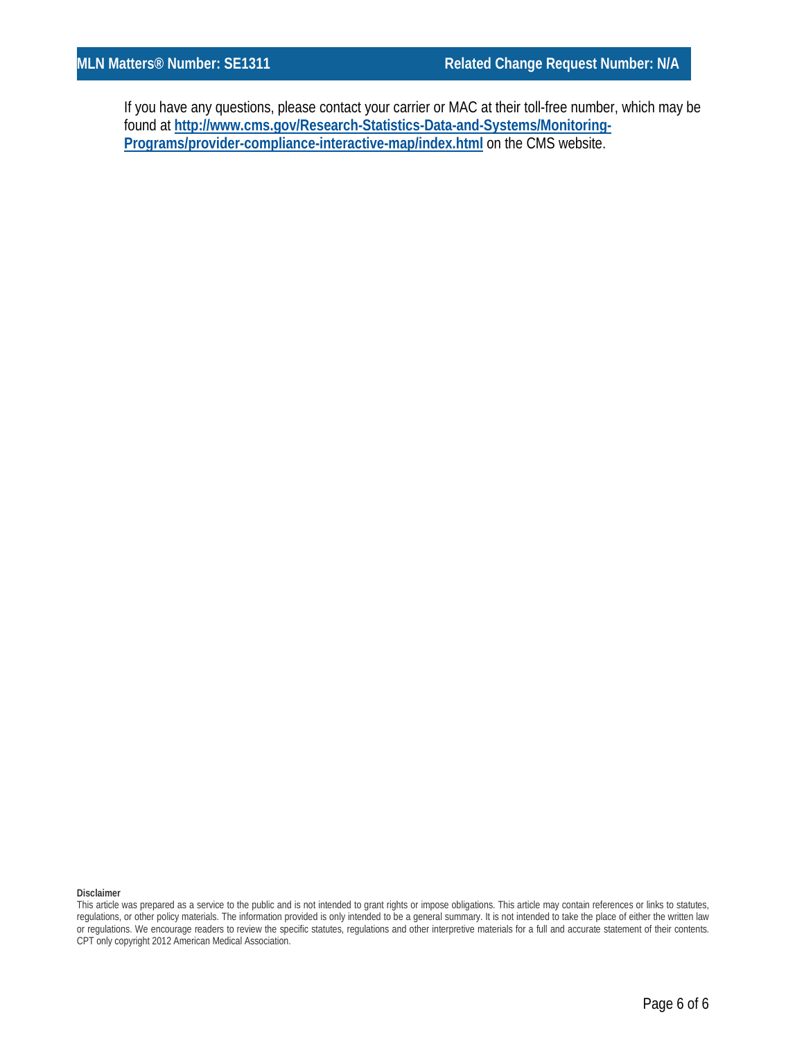If you have any questions, please contact your carrier or MAC at their toll-free number, which may be found at **http://www.cms.gov/Research-Statistics-Data-and-Systems/Monitoring-Programs/provider-compliance-interactive-map/index.html** on the CMS website.

**Disclaimer**

This article was prepared as a service to the public and is not intended to grant rights or impose obligations. This article may contain references or links to statutes, regulations, or other policy materials. The information provided is only intended to be a general summary. It is not intended to take the place of either the written law or regulations. We encourage readers to review the specific statutes, regulations and other interpretive materials for a full and accurate statement of their contents. CPT only copyright 2012 American Medical Association.